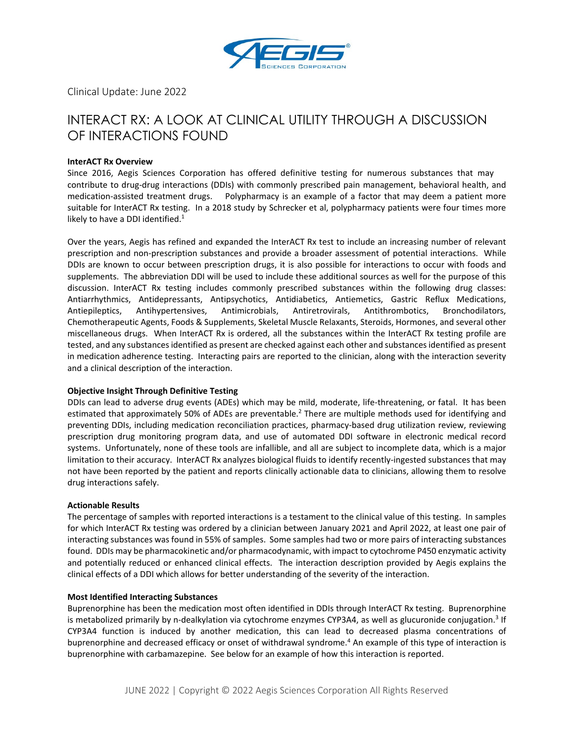Clinical Update: June 2022

# INTERACT RX: A LOOK AT CLINICAL UTILITY THROUGH A DISCUSSION OF INTERACTIONS FOUND

**InterACT Rx Overview**

Since 2016, Aegis Sciences Corporation has offered definitive testing for numerous substances that may contribute to drug-drug interactions (DDIs) with commonly prescribed pain management, behavioral health, and medication-assisted treatment drugs. Polypharmacy is an example of a factor that may deem a patient more suitable for InterACT Rx testing. In a 2018 study by Schrecker et al, polypharmacy patients were four times more likely to have a DDI identified.[1]

Over the years, Aegis has refined and expanded the InterACT Rx test to include an increasing number of relevant prescription and non-prescription substances and provide a broader assessment of potential interactions. While DDIs are known to occur between prescription drugs, it is also possible for interactions to occur with foods and supplements. The abbreviation DDI will be used to include these additional sources as well for the purpose of this discussion. InterACT Rx testing includes commonly prescribed substances within the following drug classes: Antiarrhythmics, Antidepressants, Antipsychotics, Antidiabetics, Antiemetics, Gastric Reflux Medications, Antiepileptics, Antihypertensives, Antimicrobials, Antiretrovirals, Antithrombotics, Bronchodilators, Chemotherapeutic Agents, Foods & Supplements, Skeletal Muscle Relaxants, Steroids, Hormones, and several other miscellaneous drugs. When InterACT Rx is ordered, all the substances within the InterACT Rx testing profile are tested, and any substances identified as present are checked against each other and substances identified as present in medication adherence testing. Interacting pairs are reported to the clinician, along with the interaction severity and a clinical description of the interaction.

**Objective Insight Through Definitive Testing**

DDIs can lead to adverse drug events (ADEs) which may be mild, moderate, life-threatening, or fatal. It has been estimated that approximately 50% of ADEs are preventable.[2] There are multiple methods used for identifying and preventing DDIs, including medication reconciliation practices, pharmacy-based drug utilization review, reviewing prescription drug monitoring program data, and use of automated DDI software in electronic medical record systems. Unfortunately, none of these tools are infallible, and all are subject to incomplete data, which is a major limitation to their accuracy. InterACT Rx analyzes biological fluids to identify recently-ingested substances that may not have been reported by the patient and reports clinically actionable data to clinicians, allowing them to resolve drug interactions safely.

**Actionable Results**

The percentage of samples with reported interactions is a testament to the clinical value of this testing. In samples for which InterACT Rx testing was ordered by a clinician between January 2021 and April 2022, at least one pair of interacting substances was found in 55% of samples. Some samples had two or more pairs of interacting substances found. DDIs may be pharmacokinetic and/or pharmacodynamic, with impact to cytochrome P450 enzymatic activity and potentially reduced or enhanced clinical effects. The interaction description provided by Aegis explains the clinical effects of a DDI which allows for better understanding of the severity of the interaction.

**Most Identified Interacting Substances**

Buprenorphine has been the medication most often identified in DDIs through InterACT Rx testing. Buprenorphine is metabolized primarily by n-dealkylation via cytochrome enzymes CYP3A4, as well as glucuronide conjugation.[3] If CYP3A4 function is induced by another medication, this can lead to decreased plasma concentrations of buprenorphine and decreased efficacy or onset of withdrawal syndrome.[4] An example of this type of interaction is buprenorphine with carbamazepine. See below for an example of how this interaction is reported.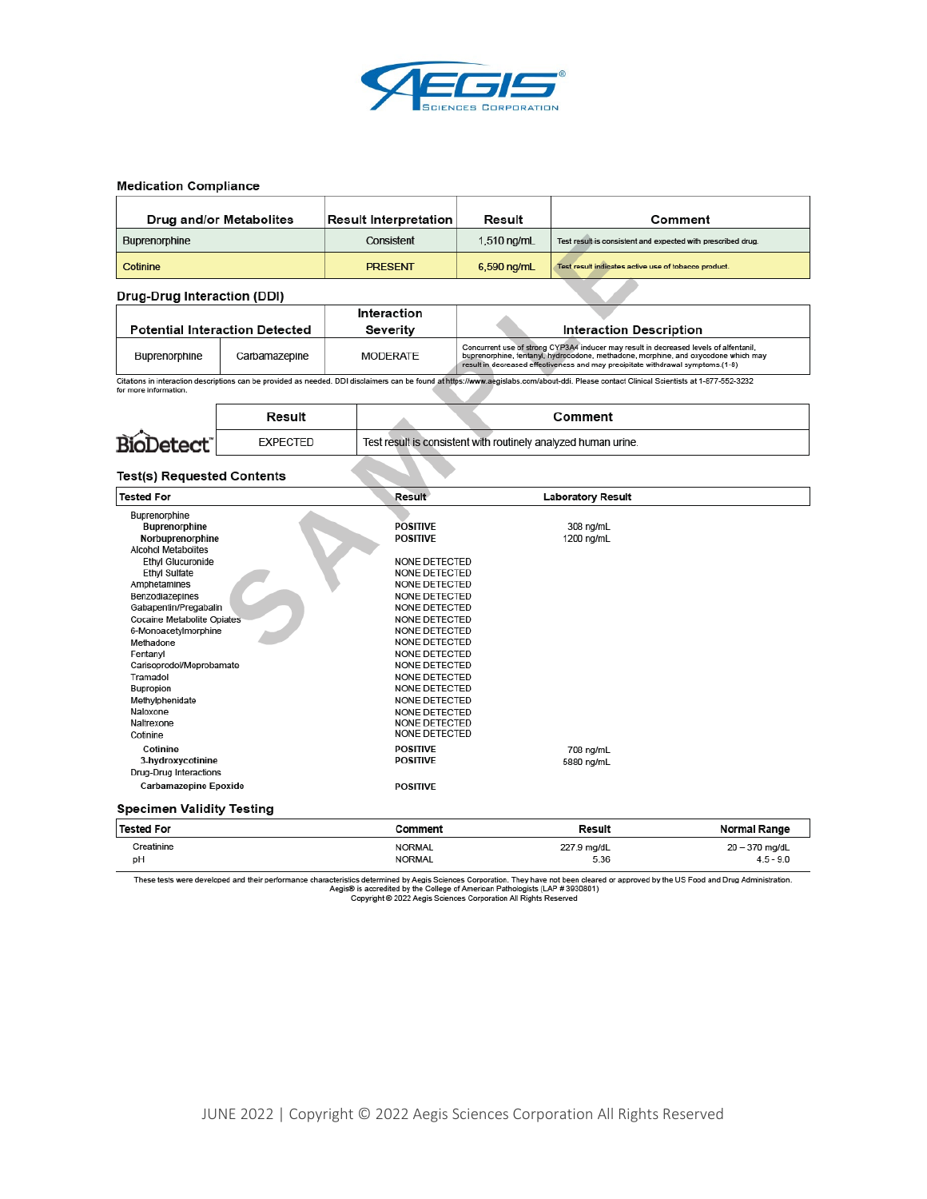AEGIS SCIENCES CORPORATION

### Medication Compliance

| Drug and/or Metabolites | Result Interpretation | Result | Comment |
|---|---|---|---|
| Buprenorphine | Consistent | 1,510 ng/mL | Test result is consistent and expected with prescribed drug. |
| Cotinine | PRESENT | 6,590 ng/mL | Test result indicates active use of tobacco product. |

### Drug-Drug Interaction (DDI)

| Potential Interaction Detected | | Interaction Severity | Interaction Description |
|---|---|---|---|
| Buprenorphine | Carbamazepine | MODERATE | Concurrent use of strong CYP3A4 inducer may result in decreased levels of alfentanil, buprenorphine, fentanyl, hydrocodone, methadone, morphine, and oxycodone which may result in decreased effectiveness and may precipitate withdrawal symptoms.(1-8) |

Citations in interaction descriptions can be provided as needed. DDI disclaimers can be found at https://www.aegislabs.com/about-ddi. Please contact Clinical Scientists at 1-877-552-3232 for more information.

| BioDetect™ | Result | Comment |
|---|---|---|
| | EXPECTED | Test result is consistent with routinely analyzed human urine. |

### Test(s) Requested Contents

| Tested For | Result | Laboratory Result |
|---|---|---|
| Buprenorphine | | |
| **Buprenorphine** | **POSITIVE** | 308 ng/mL |
| **Norbuprenorphine** | **POSITIVE** | 1200 ng/mL |
| Alcohol Metabolites | | |
| Ethyl Glucuronide | NONE DETECTED | |
| Ethyl Sulfate | NONE DETECTED | |
| Amphetamines | NONE DETECTED | |
| Benzodiazepines | NONE DETECTED | |
| Gabapentin/Pregabalin | NONE DETECTED | |
| Cocaine Metabolite Opiates | NONE DETECTED | |
| 6-Monoacetylmorphine | NONE DETECTED | |
| Methadone | NONE DETECTED | |
| Fentanyl | NONE DETECTED | |
| Carisoprodol/Meprobamate | NONE DETECTED | |
| Tramadol | NONE DETECTED | |
| Bupropion | NONE DETECTED | |
| Methylphenidate | NONE DETECTED | |
| Naloxone | NONE DETECTED | |
| Naltrexone | NONE DETECTED | |
| Cotinine | NONE DETECTED | |
| **Cotinine** | **POSITIVE** | 708 ng/mL |
| **3-hydroxycotinine** | **POSITIVE** | 5880 ng/mL |
| Drug-Drug Interactions | | |
| **Carbamazepine Epoxide** | **POSITIVE** | |

### Specimen Validity Testing

| Tested For | Comment | Result | Normal Range |
|---|---|---|---|
| Creatinine | NORMAL | 227.9 mg/dL | 20 – 370 mg/dL |
| pH | NORMAL | 5.36 | 4.5 - 9.0 |

These tests were developed and their performance characteristics determined by Aegis Sciences Corporation. They have not been cleared or approved by the US Food and Drug Administration.
Aegis® is accredited by the College of American Pathologists (LAP # 3930801)
Copyright © 2022 Aegis Sciences Corporation All Rights Reserved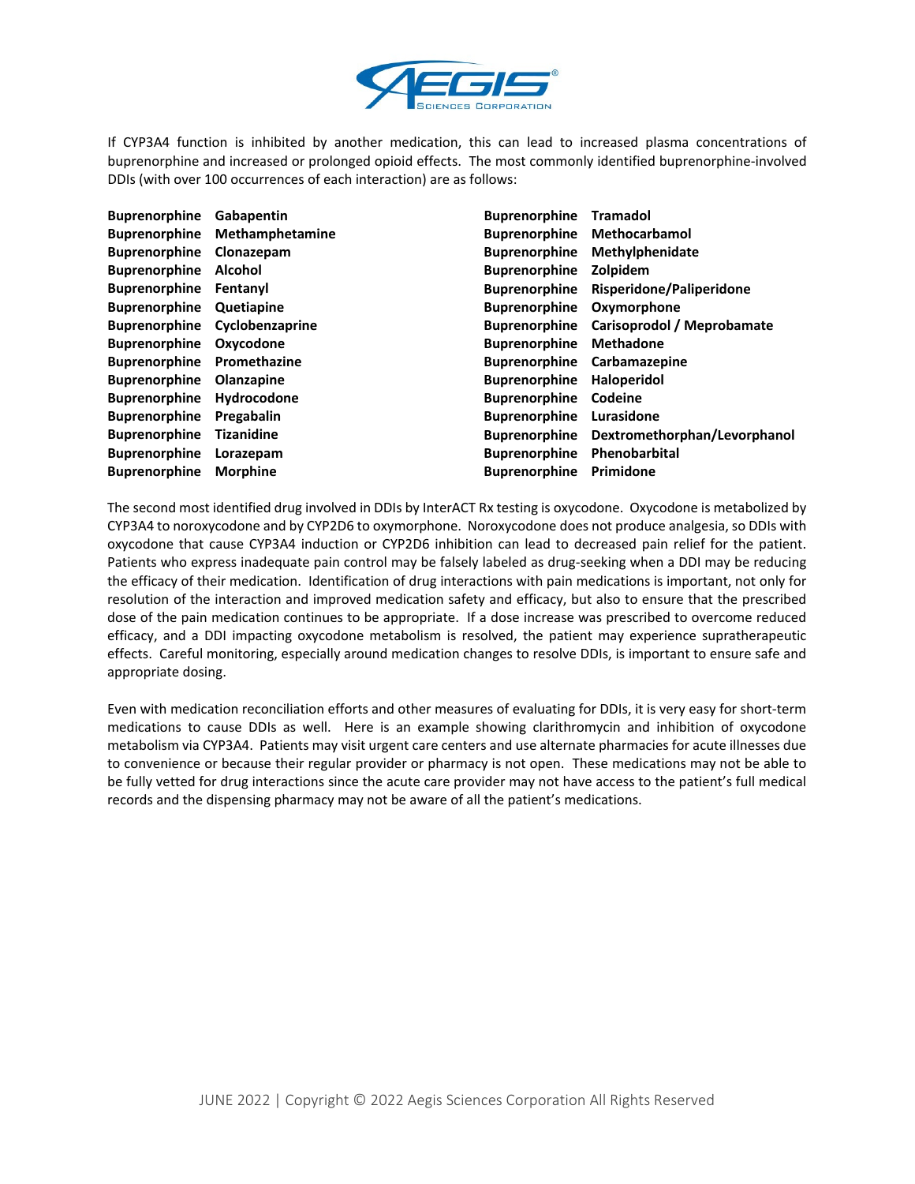If CYP3A4 function is inhibited by another medication, this can lead to increased plasma concentrations of buprenorphine and increased or prolonged opioid effects. The most commonly identified buprenorphine-involved DDIs (with over 100 occurrences of each interaction) are as follows:

**Buprenorphine Gabapentin**
**Buprenorphine Methamphetamine**
**Buprenorphine Clonazepam**
**Buprenorphine Alcohol**
**Buprenorphine Fentanyl**
**Buprenorphine Quetiapine**
**Buprenorphine Cyclobenzaprine**
**Buprenorphine Oxycodone**
**Buprenorphine Promethazine**
**Buprenorphine Olanzapine**
**Buprenorphine Hydrocodone**
**Buprenorphine Pregabalin**
**Buprenorphine Tizanidine**
**Buprenorphine Lorazepam**
**Buprenorphine Morphine**
**Buprenorphine Tramadol**
**Buprenorphine Methocarbamol**
**Buprenorphine Methylphenidate**
**Buprenorphine Zolpidem**
**Buprenorphine Risperidone/Paliperidone**
**Buprenorphine Oxymorphone**
**Buprenorphine Carisoprodol / Meprobamate**
**Buprenorphine Methadone**
**Buprenorphine Carbamazepine**
**Buprenorphine Haloperidol**
**Buprenorphine Codeine**
**Buprenorphine Lurasidone**
**Buprenorphine Dextromethorphan/Levorphanol**
**Buprenorphine Phenobarbital**
**Buprenorphine Primidone**

The second most identified drug involved in DDIs by InterACT Rx testing is oxycodone. Oxycodone is metabolized by CYP3A4 to noroxycodone and by CYP2D6 to oxymorphone. Noroxycodone does not produce analgesia, so DDIs with oxycodone that cause CYP3A4 induction or CYP2D6 inhibition can lead to decreased pain relief for the patient. Patients who express inadequate pain control may be falsely labeled as drug-seeking when a DDI may be reducing the efficacy of their medication. Identification of drug interactions with pain medications is important, not only for resolution of the interaction and improved medication safety and efficacy, but also to ensure that the prescribed dose of the pain medication continues to be appropriate. If a dose increase was prescribed to overcome reduced efficacy, and a DDI impacting oxycodone metabolism is resolved, the patient may experience supratherapeutic effects. Careful monitoring, especially around medication changes to resolve DDIs, is important to ensure safe and appropriate dosing.

Even with medication reconciliation efforts and other measures of evaluating for DDIs, it is very easy for short-term medications to cause DDIs as well. Here is an example showing clarithromycin and inhibition of oxycodone metabolism via CYP3A4. Patients may visit urgent care centers and use alternate pharmacies for acute illnesses due to convenience or because their regular provider or pharmacy is not open. These medications may not be able to be fully vetted for drug interactions since the acute care provider may not have access to the patient's full medical records and the dispensing pharmacy may not be aware of all the patient's medications.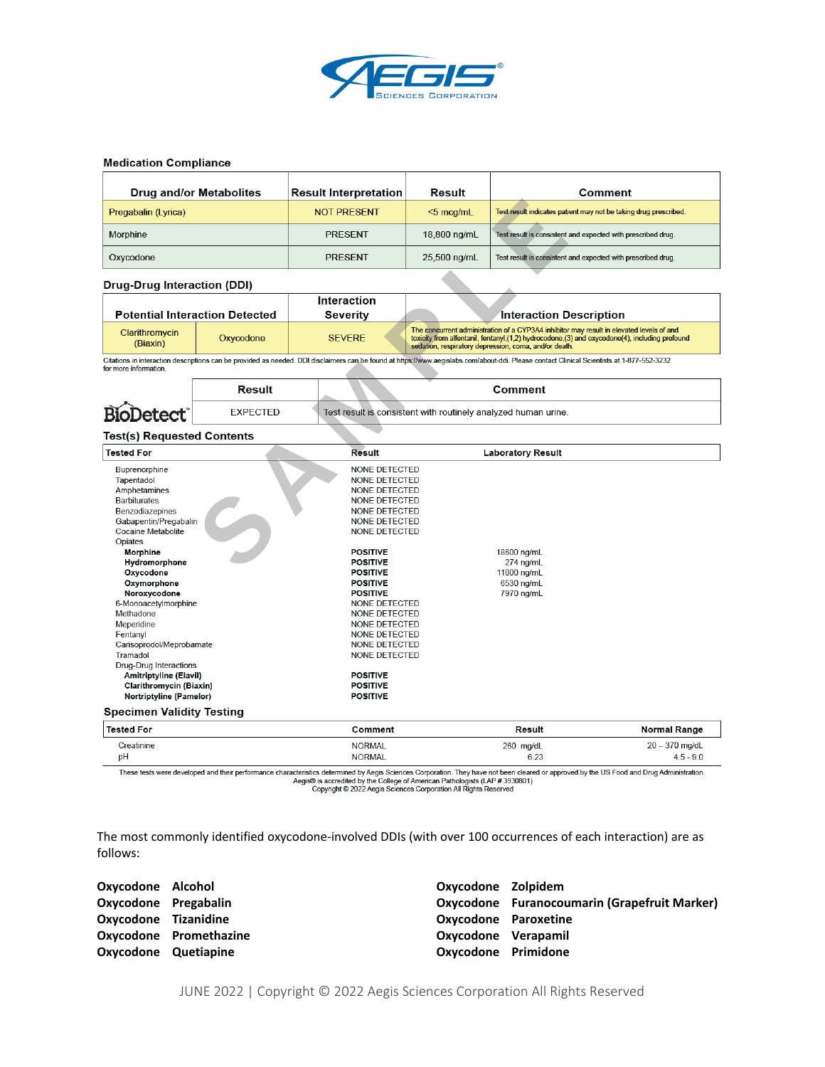**Medication Compliance**

| Drug and/or Metabolites | Result Interpretation | Result | Comment |
|---|---|---|---|
| Pregabalin (Lyrica) | NOT PRESENT | <5 mcg/mL | Test result indicates patient may not be taking drug prescribed. |
| Morphine | PRESENT | 18,800 ng/mL | Test result is consistent and expected with prescribed drug. |
| Oxycodone | PRESENT | 25,500 ng/mL | Test result is consistent and expected with prescribed drug. |

**Drug-Drug Interaction (DDI)**

| Potential Interaction Detected | | Interaction Severity | Interaction Description |
|---|---|---|---|
| Clarithromycin (Biaxin) | Oxycodone | SEVERE | The concurrent administration of a CYP3A4 inhibitor may result in elevated levels of and toxicity from alfentanil, fentanyl,(1,2) hydrocodone,(3) and oxycodone(4), including profound sedation, respiratory depression, coma, and/or death. |

Citations in interaction descriptions can be provided as needed. DDI disclaimers can be found at https://www.aegislabs.com/about-ddi. Please contact Clinical Scientists at 1-877-552-3232 for more information.

| | Result | Comment |
|---|---|---|
| BioDetect™ | EXPECTED | Test result is consistent with routinely analyzed human urine. |

**Test(s) Requested Contents**

| Tested For | Result | Laboratory Result |
|---|---|---|
| Buprenorphine | NONE DETECTED | |
| Tapentadol | NONE DETECTED | |
| Amphetamines | NONE DETECTED | |
| Barbiturates | NONE DETECTED | |
| Benzodiazepines | NONE DETECTED | |
| Gabapentin/Pregabalin | NONE DETECTED | |
| Cocaine Metabolite | NONE DETECTED | |
| Opiates | | |
| **Morphine** | **POSITIVE** | 18600 ng/mL |
| **Hydromorphone** | **POSITIVE** | 274 ng/mL |
| **Oxycodone** | **POSITIVE** | 11000 ng/mL |
| **Oxymorphone** | **POSITIVE** | 6530 ng/mL |
| **Noroxycodone** | **POSITIVE** | 7970 ng/mL |
| 6-Monoacetylmorphine | NONE DETECTED | |
| Methadone | NONE DETECTED | |
| Meperidine | NONE DETECTED | |
| Fentanyl | NONE DETECTED | |
| Carisoprodol/Meprobamate | NONE DETECTED | |
| Tramadol | NONE DETECTED | |
| Drug-Drug Interactions | | |
| **Amitriptyline (Elavil)** | **POSITIVE** | |
| **Clarithromycin (Biaxin)** | **POSITIVE** | |
| **Nortriptyline (Pamelor)** | **POSITIVE** | |

**Specimen Validity Testing**

| Tested For | Comment | Result | Normal Range |
|---|---|---|---|
| Creatinine | NORMAL | 260 mg/dL | 20 – 370 mg/dL |
| pH | NORMAL | 6.23 | 4.5 - 9.0 |

These tests were developed and their performance characteristics determined by Aegis Sciences Corporation. They have not been cleared or approved by the US Food and Drug Administration. Aegis® is accredited by the College of American Pathologists (LAP # 3930801)
Copyright © 2022 Aegis Sciences Corporation All Rights Reserved

The most commonly identified oxycodone-involved DDIs (with over 100 occurrences of each interaction) are as follows:

- **Oxycodone Alcohol**
- **Oxycodone Pregabalin**
- **Oxycodone Tizanidine**
- **Oxycodone Promethazine**
- **Oxycodone Quetiapine**
- **Oxycodone Zolpidem**
- **Oxycodone Furanocoumarin (Grapefruit Marker)**
- **Oxycodone Paroxetine**
- **Oxycodone Verapamil**
- **Oxycodone Primidone**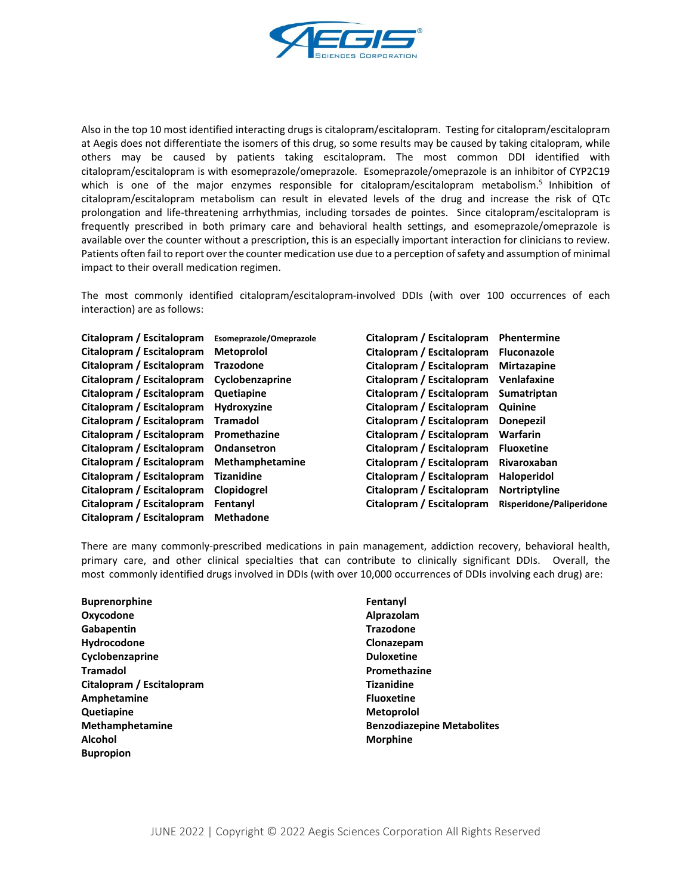Also in the top 10 most identified interacting drugs is citalopram/escitalopram. Testing for citalopram/escitalopram at Aegis does not differentiate the isomers of this drug, so some results may be caused by taking citalopram, while others may be caused by patients taking escitalopram. The most common DDI identified with citalopram/escitalopram is with esomeprazole/omeprazole. Esomeprazole/omeprazole is an inhibitor of CYP2C19 which is one of the major enzymes responsible for citalopram/escitalopram metabolism.[5] Inhibition of citalopram/escitalopram metabolism can result in elevated levels of the drug and increase the risk of QTc prolongation and life-threatening arrhythmias, including torsades de pointes. Since citalopram/escitalopram is frequently prescribed in both primary care and behavioral health settings, and esomeprazole/omeprazole is available over the counter without a prescription, this is an especially important interaction for clinicians to review. Patients often fail to report over the counter medication use due to a perception of safety and assumption of minimal impact to their overall medication regimen.

The most commonly identified citalopram/escitalopram-involved DDIs (with over 100 occurrences of each interaction) are as follows:

**Citalopram / Escitalopram** **Esomeprazole/Omeprazole**
**Citalopram / Escitalopram** **Metoprolol**
**Citalopram / Escitalopram** **Trazodone**
**Citalopram / Escitalopram** **Cyclobenzaprine**
**Citalopram / Escitalopram** **Quetiapine**
**Citalopram / Escitalopram** **Hydroxyzine**
**Citalopram / Escitalopram** **Tramadol**
**Citalopram / Escitalopram** **Promethazine**
**Citalopram / Escitalopram** **Ondansetron**
**Citalopram / Escitalopram** **Methamphetamine**
**Citalopram / Escitalopram** **Tizanidine**
**Citalopram / Escitalopram** **Clopidogrel**
**Citalopram / Escitalopram** **Fentanyl**
**Citalopram / Escitalopram** **Methadone**
**Citalopram / Escitalopram** **Phentermine**
**Citalopram / Escitalopram** **Fluconazole**
**Citalopram / Escitalopram** **Mirtazapine**
**Citalopram / Escitalopram** **Venlafaxine**
**Citalopram / Escitalopram** **Sumatriptan**
**Citalopram / Escitalopram** **Quinine**
**Citalopram / Escitalopram** **Donepezil**
**Citalopram / Escitalopram** **Warfarin**
**Citalopram / Escitalopram** **Fluoxetine**
**Citalopram / Escitalopram** **Rivaroxaban**
**Citalopram / Escitalopram** **Haloperidol**
**Citalopram / Escitalopram** **Nortriptyline**
**Citalopram / Escitalopram** **Risperidone/Paliperidone**

There are many commonly-prescribed medications in pain management, addiction recovery, behavioral health, primary care, and other clinical specialties that can contribute to clinically significant DDIs. Overall, the most commonly identified drugs involved in DDIs (with over 10,000 occurrences of DDIs involving each drug) are:

**Buprenorphine**
**Oxycodone**
**Gabapentin**
**Hydrocodone**
**Cyclobenzaprine**
**Tramadol**
**Citalopram / Escitalopram**
**Amphetamine**
**Quetiapine**
**Methamphetamine**
**Alcohol**
**Bupropion**
**Fentanyl**
**Alprazolam**
**Trazodone**
**Clonazepam**
**Duloxetine**
**Promethazine**
**Tizanidine**
**Fluoxetine**
**Metoprolol**
**Benzodiazepine Metabolites**
**Morphine**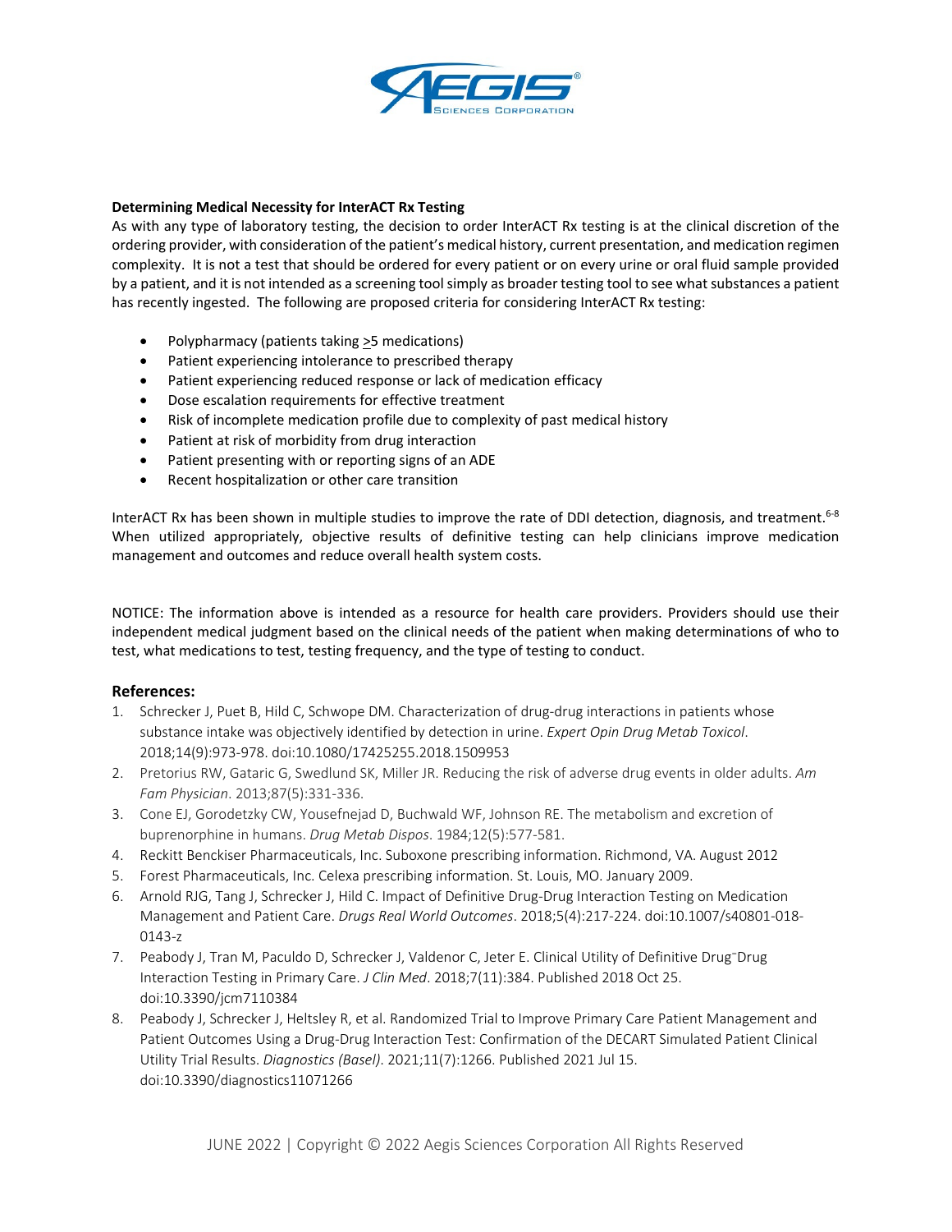**Determining Medical Necessity for InterACT Rx Testing**

As with any type of laboratory testing, the decision to order InterACT Rx testing is at the clinical discretion of the ordering provider, with consideration of the patient's medical history, current presentation, and medication regimen complexity. It is not a test that should be ordered for every patient or on every urine or oral fluid sample provided by a patient, and it is not intended as a screening tool simply as broader testing tool to see what substances a patient has recently ingested. The following are proposed criteria for considering InterACT Rx testing:

- Polypharmacy (patients taking ≥5 medications)
- Patient experiencing intolerance to prescribed therapy
- Patient experiencing reduced response or lack of medication efficacy
- Dose escalation requirements for effective treatment
- Risk of incomplete medication profile due to complexity of past medical history
- Patient at risk of morbidity from drug interaction
- Patient presenting with or reporting signs of an ADE
- Recent hospitalization or other care transition

InterACT Rx has been shown in multiple studies to improve the rate of DDI detection, diagnosis, and treatment.[6-8] When utilized appropriately, objective results of definitive testing can help clinicians improve medication management and outcomes and reduce overall health system costs.

NOTICE: The information above is intended as a resource for health care providers. Providers should use their independent medical judgment based on the clinical needs of the patient when making determinations of who to test, what medications to test, testing frequency, and the type of testing to conduct.

## References:

1. Schrecker J, Puet B, Hild C, Schwope DM. Characterization of drug-drug interactions in patients whose substance intake was objectively identified by detection in urine. *Expert Opin Drug Metab Toxicol*. 2018;14(9):973-978. doi:10.1080/17425255.2018.1509953
2. Pretorius RW, Gataric G, Swedlund SK, Miller JR. Reducing the risk of adverse drug events in older adults. *Am Fam Physician*. 2013;87(5):331-336.
3. Cone EJ, Gorodetzky CW, Yousefnejad D, Buchwald WF, Johnson RE. The metabolism and excretion of buprenorphine in humans. *Drug Metab Dispos*. 1984;12(5):577-581.
4. Reckitt Benckiser Pharmaceuticals, Inc. Suboxone prescribing information. Richmond, VA. August 2012
5. Forest Pharmaceuticals, Inc. Celexa prescribing information. St. Louis, MO. January 2009.
6. Arnold RJG, Tang J, Schrecker J, Hild C. Impact of Definitive Drug-Drug Interaction Testing on Medication Management and Patient Care. *Drugs Real World Outcomes*. 2018;5(4):217-224. doi:10.1007/s40801-018-0143-z
7. Peabody J, Tran M, Paculdo D, Schrecker J, Valdenor C, Jeter E. Clinical Utility of Definitive Drug⁻Drug Interaction Testing in Primary Care. *J Clin Med*. 2018;7(11):384. Published 2018 Oct 25. doi:10.3390/jcm7110384
8. Peabody J, Schrecker J, Heltsley R, et al. Randomized Trial to Improve Primary Care Patient Management and Patient Outcomes Using a Drug-Drug Interaction Test: Confirmation of the DECART Simulated Patient Clinical Utility Trial Results. *Diagnostics (Basel)*. 2021;11(7):1266. Published 2021 Jul 15. doi:10.3390/diagnostics11071266